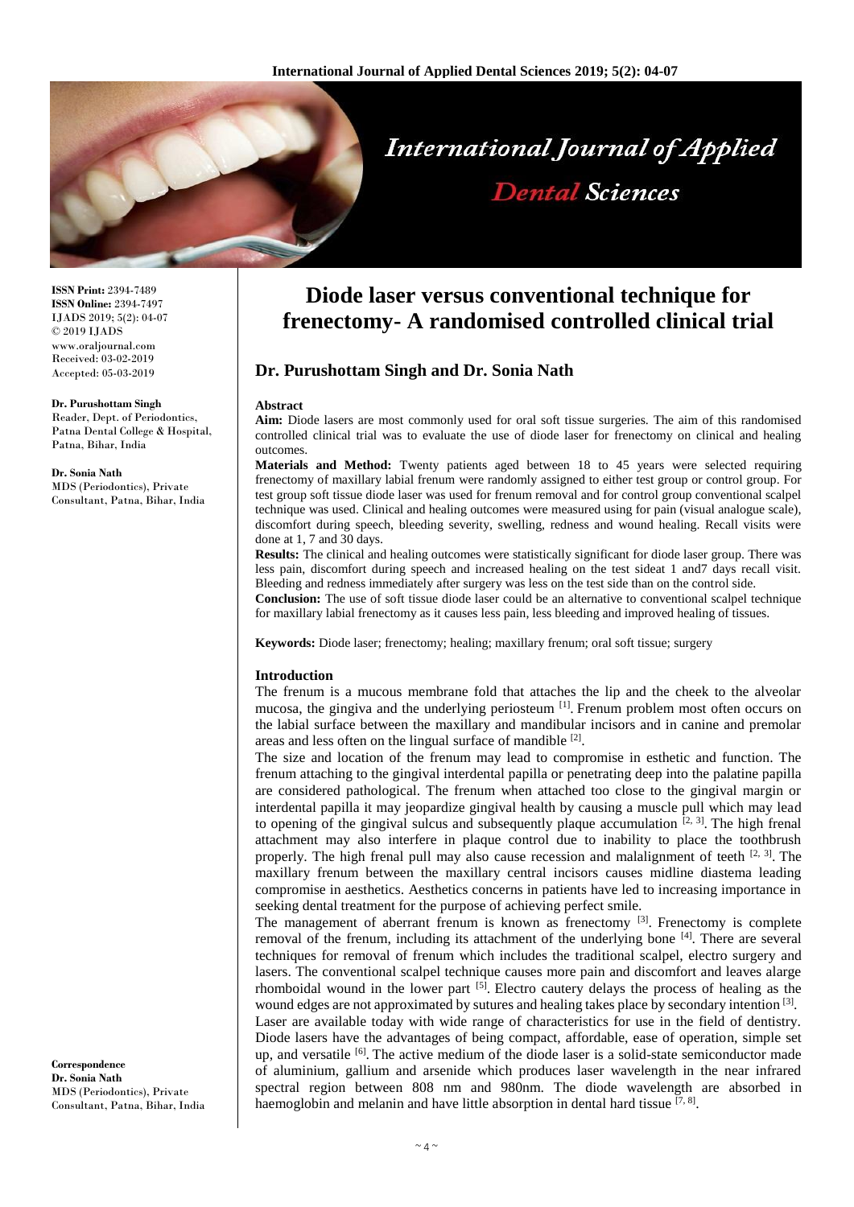# Diode laser versus conventional technique for frenectomy- A randomised controlled clinical trial

## Dr. Purushottam Singh and Dr. Sonia Nath

**ISSN Print:** 2394-7489
**ISSN Online:** 2394-7497
IJADS 2019; 5(2): 04-07
© 2019 IJADS
www.oraljournal.com
Received: 03-02-2019
Accepted: 05-03-2019

**Dr. Purushottam Singh**
Reader, Dept. of Periodontics, Patna Dental College & Hospital, Patna, Bihar, India

**Dr. Sonia Nath**
MDS (Periodontics), Private Consultant, Patna, Bihar, India

**Correspondence**
**Dr. Sonia Nath**
MDS (Periodontics), Private Consultant, Patna, Bihar, India

### Abstract

**Aim:** Diode lasers are most commonly used for oral soft tissue surgeries. The aim of this randomised controlled clinical trial was to evaluate the use of diode laser for frenectomy on clinical and healing outcomes.

**Materials and Method:** Twenty patients aged between 18 to 45 years were selected requiring frenectomy of maxillary labial frenum were randomly assigned to either test group or control group. For test group soft tissue diode laser was used for frenum removal and for control group conventional scalpel technique was used. Clinical and healing outcomes were measured using for pain (visual analogue scale), discomfort during speech, bleeding severity, swelling, redness and wound healing. Recall visits were done at 1, 7 and 30 days.

**Results:** The clinical and healing outcomes were statistically significant for diode laser group. There was less pain, discomfort during speech and increased healing on the test sideat 1 and7 days recall visit. Bleeding and redness immediately after surgery was less on the test side than on the control side.

**Conclusion:** The use of soft tissue diode laser could be an alternative to conventional scalpel technique for maxillary labial frenectomy as it causes less pain, less bleeding and improved healing of tissues.

**Keywords:** Diode laser; frenectomy; healing; maxillary frenum; oral soft tissue; surgery

### Introduction

The frenum is a mucous membrane fold that attaches the lip and the cheek to the alveolar mucosa, the gingiva and the underlying periosteum [1]. Frenum problem most often occurs on the labial surface between the maxillary and mandibular incisors and in canine and premolar areas and less often on the lingual surface of mandible [2].

The size and location of the frenum may lead to compromise in esthetic and function. The frenum attaching to the gingival interdental papilla or penetrating deep into the palatine papilla are considered pathological. The frenum when attached too close to the gingival margin or interdental papilla it may jeopardize gingival health by causing a muscle pull which may lead to opening of the gingival sulcus and subsequently plaque accumulation [2, 3]. The high frenal attachment may also interfere in plaque control due to inability to place the toothbrush properly. The high frenal pull may also cause recession and malalignment of teeth [2, 3]. The maxillary frenum between the maxillary central incisors causes midline diastema leading compromise in aesthetics. Aesthetics concerns in patients have led to increasing importance in seeking dental treatment for the purpose of achieving perfect smile.

The management of aberrant frenum is known as frenectomy [3]. Frenectomy is complete removal of the frenum, including its attachment of the underlying bone [4]. There are several techniques for removal of frenum which includes the traditional scalpel, electro surgery and lasers. The conventional scalpel technique causes more pain and discomfort and leaves alarge rhomboidal wound in the lower part [5]. Electro cautery delays the process of healing as the wound edges are not approximated by sutures and healing takes place by secondary intention [3].

Laser are available today with wide range of characteristics for use in the field of dentistry. Diode lasers have the advantages of being compact, affordable, ease of operation, simple set up, and versatile [6]. The active medium of the diode laser is a solid-state semiconductor made of aluminium, gallium and arsenide which produces laser wavelength in the near infrared spectral region between 808 nm and 980nm. The diode wavelength are absorbed in haemoglobin and melanin and have little absorption in dental hard tissue [7, 8].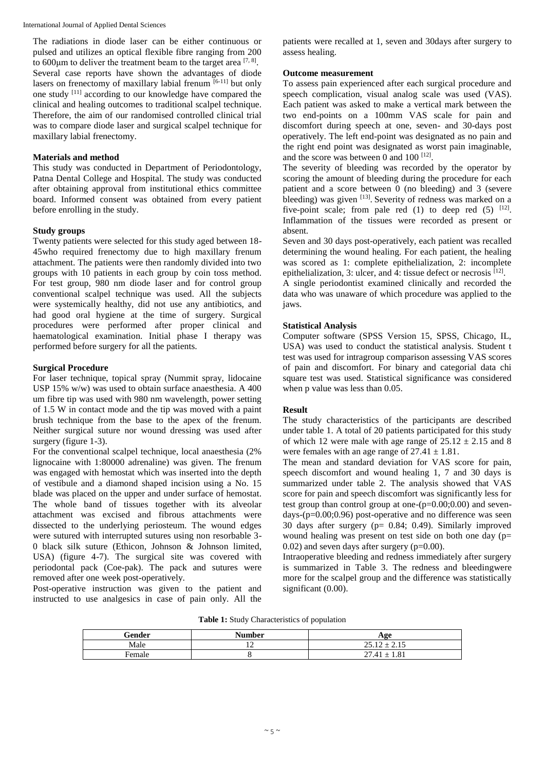The radiations in diode laser can be either continuous or pulsed and utilizes an optical flexible fibre ranging from 200 to 600μm to deliver the treatment beam to the target area [7, 8]. Several case reports have shown the advantages of diode lasers on frenectomy of maxillary labial frenum [6-11] but only one study [11] according to our knowledge have compared the clinical and healing outcomes to traditional scalpel technique. Therefore, the aim of our randomised controlled clinical trial was to compare diode laser and surgical scalpel technique for maxillary labial frenectomy.

## Materials and method

This study was conducted in Department of Periodontology, Patna Dental College and Hospital. The study was conducted after obtaining approval from institutional ethics committee board. Informed consent was obtained from every patient before enrolling in the study.

### Study groups

Twenty patients were selected for this study aged between 18-45who required frenectomy due to high maxillary frenum attachment. The patients were then randomly divided into two groups with 10 patients in each group by coin toss method. For test group, 980 nm diode laser and for control group conventional scalpel technique was used. All the subjects were systemically healthy, did not use any antibiotics, and had good oral hygiene at the time of surgery. Surgical procedures were performed after proper clinical and haematological examination. Initial phase I therapy was performed before surgery for all the patients.

### Surgical Procedure

For laser technique, topical spray (Nummit spray, lidocaine USP 15% w/w) was used to obtain surface anaesthesia. A 400 um fibre tip was used with 980 nm wavelength, power setting of 1.5 W in contact mode and the tip was moved with a paint brush technique from the base to the apex of the frenum. Neither surgical suture nor wound dressing was used after surgery (figure 1-3).

For the conventional scalpel technique, local anaesthesia (2% lignocaine with 1:80000 adrenaline) was given. The frenum was engaged with hemostat which was inserted into the depth of vestibule and a diamond shaped incision using a No. 15 blade was placed on the upper and under surface of hemostat. The whole band of tissues together with its alveolar attachment was excised and fibrous attachments were dissected to the underlying periosteum. The wound edges were sutured with interrupted sutures using non resorbable 3-0 black silk suture (Ethicon, Johnson & Johnson limited, USA) (figure 4-7). The surgical site was covered with periodontal pack (Coe-pak). The pack and sutures were removed after one week post-operatively.

Post-operative instruction was given to the patient and instructed to use analgesics in case of pain only. All the patients were recalled at 1, seven and 30days after surgery to assess healing.

### Outcome measurement

To assess pain experienced after each surgical procedure and speech complication, visual analog scale was used (VAS). Each patient was asked to make a vertical mark between the two end-points on a 100mm VAS scale for pain and discomfort during speech at one, seven- and 30-days post operatively. The left end-point was designated as no pain and the right end point was designated as worst pain imaginable, and the score was between 0 and 100 [12].

The severity of bleeding was recorded by the operator by scoring the amount of bleeding during the procedure for each patient and a score between 0 (no bleeding) and 3 (severe bleeding) was given [13]. Severity of redness was marked on a five-point scale; from pale red (1) to deep red (5) [12]. Inflammation of the tissues were recorded as present or absent.

Seven and 30 days post-operatively, each patient was recalled determining the wound healing. For each patient, the healing was scored as 1: complete epithelialization, 2: incomplete epithelialization, 3: ulcer, and 4: tissue defect or necrosis [12].

A single periodontist examined clinically and recorded the data who was unaware of which procedure was applied to the jaws.

### Statistical Analysis

Computer software (SPSS Version 15, SPSS, Chicago, IL, USA) was used to conduct the statistical analysis. Student t test was used for intragroup comparison assessing VAS scores of pain and discomfort. For binary and categorial data chi square test was used. Statistical significance was considered when p value was less than 0.05.

## Result

The study characteristics of the participants are described under table 1. A total of 20 patients participated for this study of which 12 were male with age range of $25.12 \pm 2.15$ and 8 were females with an age range of $27.41 \pm 1.81$.

The mean and standard deviation for VAS score for pain, speech discomfort and wound healing 1, 7 and 30 days is summarized under table 2. The analysis showed that VAS score for pain and speech discomfort was significantly less for test group than control group at one-(p=0.00;0.00) and seven-days-(p=0.00;0.96) post-operative and no difference was seen 30 days after surgery (p= 0.84; 0.49). Similarly improved wound healing was present on test side on both one day (p= 0.02) and seven days after surgery (p=0.00).

Intraoperative bleeding and redness immediately after surgery is summarized in Table 3. The redness and bleedingwere more for the scalpel group and the difference was statistically significant (0.00).

**Table 1:** Study Characteristics of population

| Gender | Number | Age |
|---|---|---|
| Male | 12 | $25.12 \pm 2.15$ |
| Female | 8 | $27.41 \pm 1.81$ |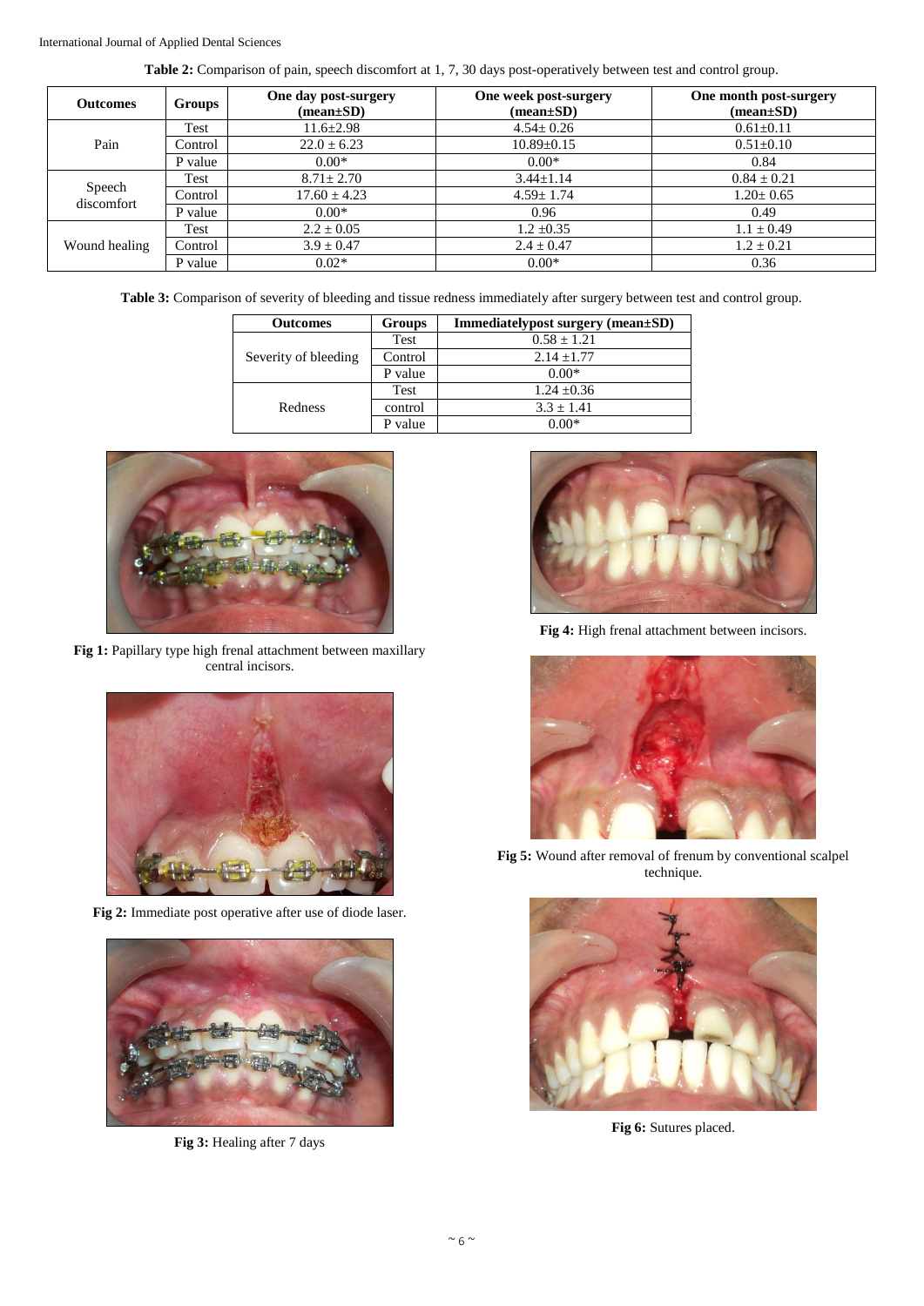**Table 2:** Comparison of pain, speech discomfort at 1, 7, 30 days post-operatively between test and control group.

| Outcomes | Groups | One day post-surgery (mean±SD) | One week post-surgery (mean±SD) | One month post-surgery (mean±SD) |
|---|---|---|---|---|
| Pain | Test | 11.6±2.98 | 4.54± 0.26 | 0.61±0.11 |
| | Control | 22.0 ± 6.23 | 10.89±0.15 | 0.51±0.10 |
| | P value | 0.00* | 0.00* | 0.84 |
| Speech discomfort | Test | 8.71± 2.70 | 3.44±1.14 | 0.84 ± 0.21 |
| | Control | 17.60 ± 4.23 | 4.59± 1.74 | 1.20± 0.65 |
| | P value | 0.00* | 0.96 | 0.49 |
| Wound healing | Test | 2.2 ± 0.05 | 1.2 ±0.35 | 1.1 ± 0.49 |
| | Control | 3.9 ± 0.47 | 2.4 ± 0.47 | 1.2 ± 0.21 |
| | P value | 0.02* | 0.00* | 0.36 |

**Table 3:** Comparison of severity of bleeding and tissue redness immediately after surgery between test and control group.

| Outcomes | Groups | Immediatelypost surgery (mean±SD) |
|---|---|---|
| Severity of bleeding | Test | 0.58 ± 1.21 |
| | Control | 2.14 ±1.77 |
| | P value | 0.00* |
| Redness | Test | 1.24 ±0.36 |
| | control | 3.3 ± 1.41 |
| | P value | 0.00* |

**Fig 1:** Papillary type high frenal attachment between maxillary central incisors.

**Fig 2:** Immediate post operative after use of diode laser.

**Fig 3:** Healing after 7 days

**Fig 4:** High frenal attachment between incisors.

**Fig 5:** Wound after removal of frenum by conventional scalpel technique.

**Fig 6:** Sutures placed.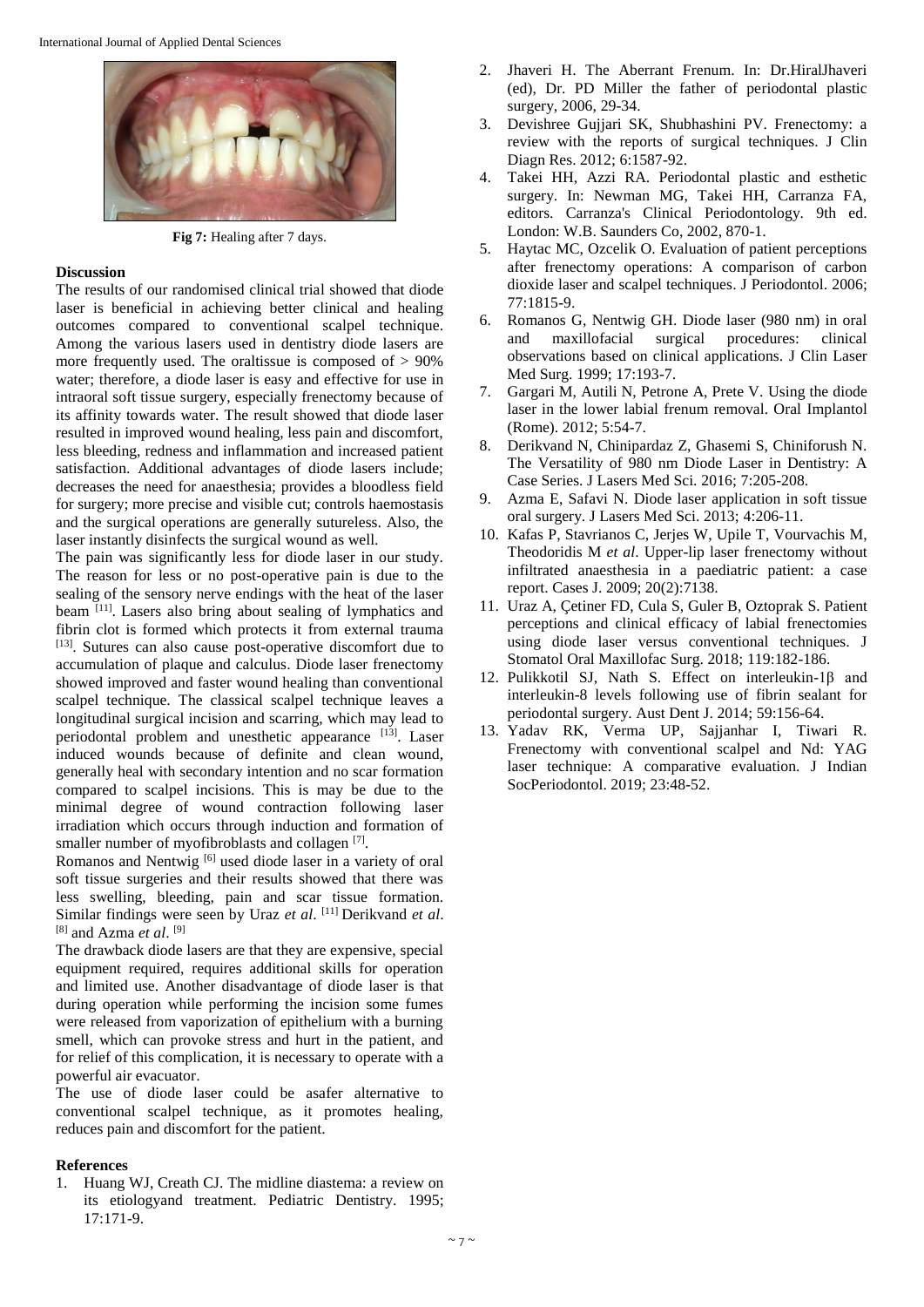Fig 7: Healing after 7 days.

### Discussion

The results of our randomised clinical trial showed that diode laser is beneficial in achieving better clinical and healing outcomes compared to conventional scalpel technique. Among the various lasers used in dentistry diode lasers are more frequently used. The oraltissue is composed of > 90% water; therefore, a diode laser is easy and effective for use in intraoral soft tissue surgery, especially frenectomy because of its affinity towards water. The result showed that diode laser resulted in improved wound healing, less pain and discomfort, less bleeding, redness and inflammation and increased patient satisfaction. Additional advantages of diode lasers include; decreases the need for anaesthesia; provides a bloodless field for surgery; more precise and visible cut; controls haemostasis and the surgical operations are generally sutureless. Also, the laser instantly disinfects the surgical wound as well.

The pain was significantly less for diode laser in our study. The reason for less or no post-operative pain is due to the sealing of the sensory nerve endings with the heat of the laser beam [11]. Lasers also bring about sealing of lymphatics and fibrin clot is formed which protects it from external trauma [13]. Sutures can also cause post-operative discomfort due to accumulation of plaque and calculus. Diode laser frenectomy showed improved and faster wound healing than conventional scalpel technique. The classical scalpel technique leaves a longitudinal surgical incision and scarring, which may lead to periodontal problem and unesthetic appearance [13]. Laser induced wounds because of definite and clean wound, generally heal with secondary intention and no scar formation compared to scalpel incisions. This is may be due to the minimal degree of wound contraction following laser irradiation which occurs through induction and formation of smaller number of myofibroblasts and collagen [7].

Romanos and Nentwig [6] used diode laser in a variety of oral soft tissue surgeries and their results showed that there was less swelling, bleeding, pain and scar tissue formation. Similar findings were seen by Uraz *et al*. [11] Derikvand *et al*. [8] and Azma *et al*. [9]

The drawback diode lasers are that they are expensive, special equipment required, requires additional skills for operation and limited use. Another disadvantage of diode laser is that during operation while performing the incision some fumes were released from vaporization of epithelium with a burning smell, which can provoke stress and hurt in the patient, and for relief of this complication, it is necessary to operate with a powerful air evacuator.

The use of diode laser could be asafer alternative to conventional scalpel technique, as it promotes healing, reduces pain and discomfort for the patient.

### References

1. Huang WJ, Creath CJ. The midline diastema: a review on its etiologyand treatment. Pediatric Dentistry. 1995; 17:171-9.
2. Jhaveri H. The Aberrant Frenum. In: Dr.HiralJhaveri (ed), Dr. PD Miller the father of periodontal plastic surgery, 2006, 29-34.
3. Devishree Gujjari SK, Shubhashini PV. Frenectomy: a review with the reports of surgical techniques. J Clin Diagn Res. 2012; 6:1587-92.
4. Takei HH, Azzi RA. Periodontal plastic and esthetic surgery. In: Newman MG, Takei HH, Carranza FA, editors. Carranza's Clinical Periodontology. 9th ed. London: W.B. Saunders Co, 2002, 870-1.
5. Haytac MC, Ozcelik O. Evaluation of patient perceptions after frenectomy operations: A comparison of carbon dioxide laser and scalpel techniques. J Periodontol. 2006; 77:1815-9.
6. Romanos G, Nentwig GH. Diode laser (980 nm) in oral and maxillofacial surgical procedures: clinical observations based on clinical applications. J Clin Laser Med Surg. 1999; 17:193-7.
7. Gargari M, Autili N, Petrone A, Prete V. Using the diode laser in the lower labial frenum removal. Oral Implantol (Rome). 2012; 5:54-7.
8. Derikvand N, Chinipardaz Z, Ghasemi S, Chiniforush N. The Versatility of 980 nm Diode Laser in Dentistry: A Case Series. J Lasers Med Sci. 2016; 7:205-208.
9. Azma E, Safavi N. Diode laser application in soft tissue oral surgery. J Lasers Med Sci. 2013; 4:206-11.
10. Kafas P, Stavrianos C, Jerjes W, Upile T, Vourvachis M, Theodoridis M *et al*. Upper-lip laser frenectomy without infiltrated anaesthesia in a paediatric patient: a case report. Cases J. 2009; 20(2):7138.
11. Uraz A, Çetiner FD, Cula S, Guler B, Oztoprak S. Patient perceptions and clinical efficacy of labial frenectomies using diode laser versus conventional techniques. J Stomatol Oral Maxillofac Surg. 2018; 119:182-186.
12. Pulikkotil SJ, Nath S. Effect on interleukin-1β and interleukin-8 levels following use of fibrin sealant for periodontal surgery. Aust Dent J. 2014; 59:156-64.
13. Yadav RK, Verma UP, Sajjanhar I, Tiwari R. Frenectomy with conventional scalpel and Nd: YAG laser technique: A comparative evaluation. J Indian SocPeriodontol. 2019; 23:48-52.